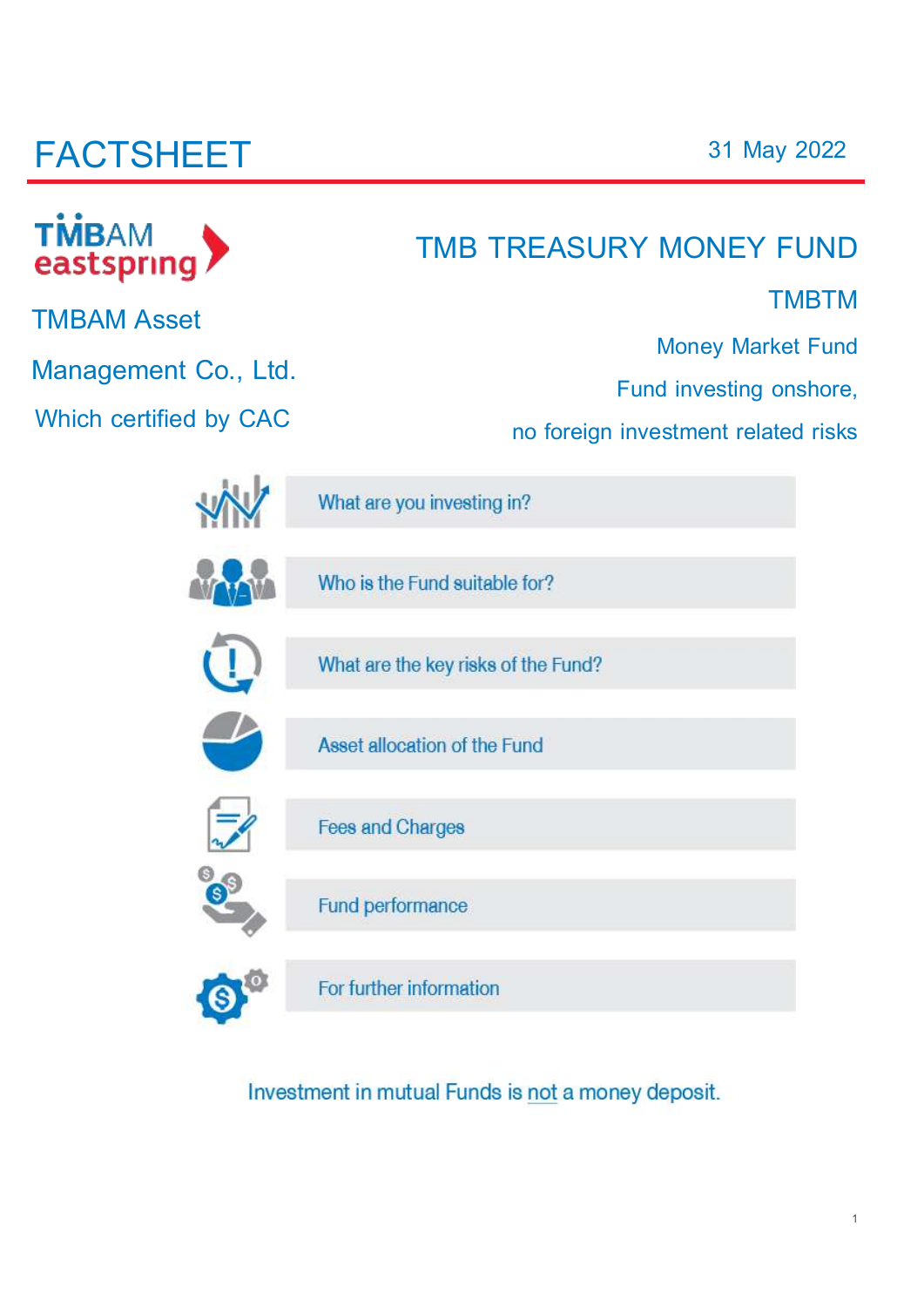# FACTSHEET

31 May 2022

TMBAM Asset Management Co., Ltd.

Which certified by CAC

## TMB TREASURY MONEY FUND

TMBTM

Money Market Fund

Fund investing onshore, no foreign investment related risks

- What are you investing in?
- Who is the Fund suitable for?
- What are the key risks of the Fund?
- Asset allocation of the Fund
- Fees and Charges
- Fund performance
- For further information

Investment in mutual Funds is not a money deposit.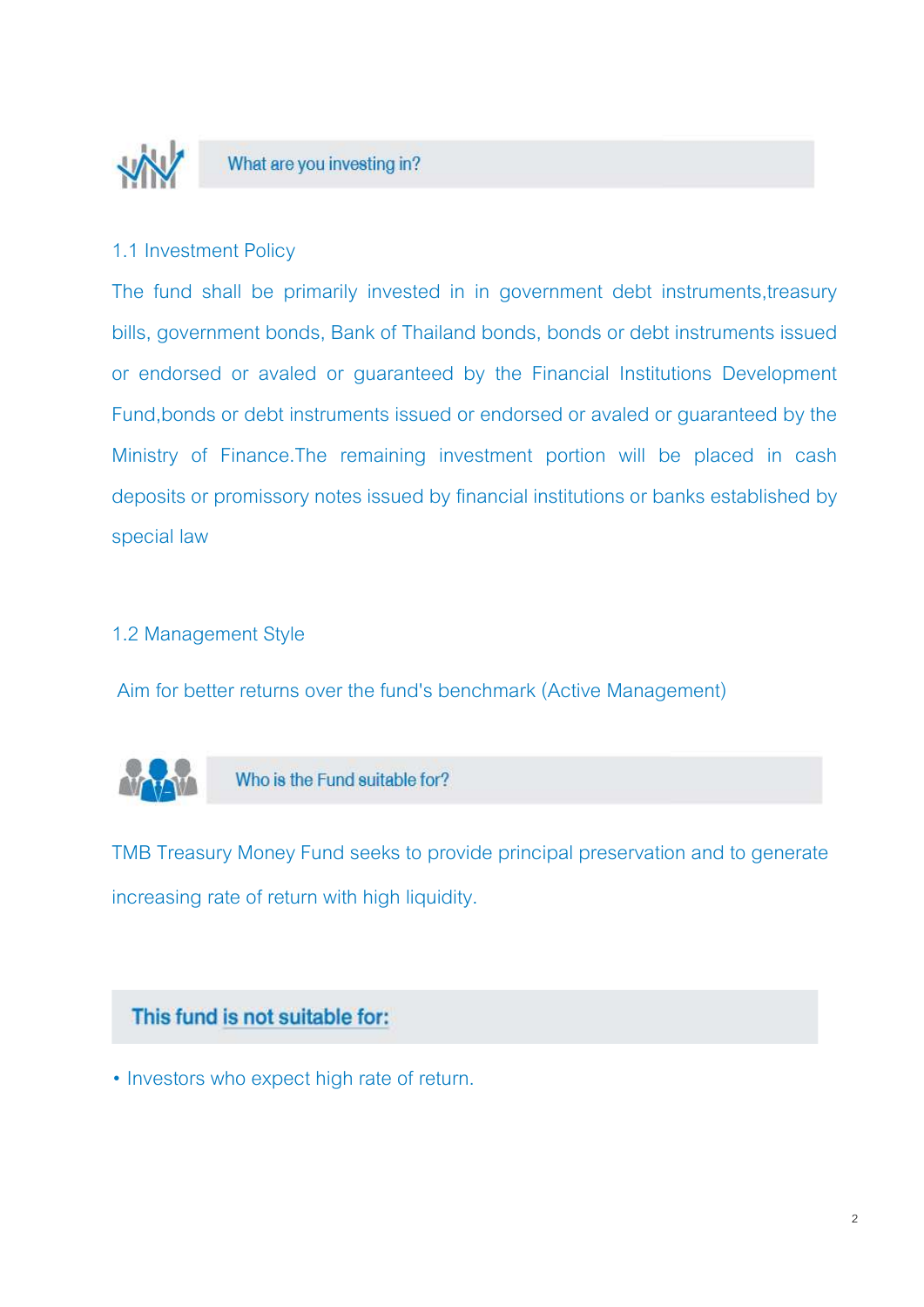## What are you investing in?

### 1.1 Investment Policy

The fund shall be primarily invested in in government debt instruments,treasury bills, government bonds, Bank of Thailand bonds, bonds or debt instruments issued or endorsed or avaled or guaranteed by the Financial Institutions Development Fund,bonds or debt instruments issued or endorsed or avaled or guaranteed by the Ministry of Finance.The remaining investment portion will be placed in cash deposits or promissory notes issued by financial institutions or banks established by special law

### 1.2 Management Style

Aim for better returns over the fund's benchmark (Active Management)

## Who is the Fund suitable for?

TMB Treasury Money Fund seeks to provide principal preservation and to generate increasing rate of return with high liquidity.

## This fund is not suitable for:

- Investors who expect high rate of return.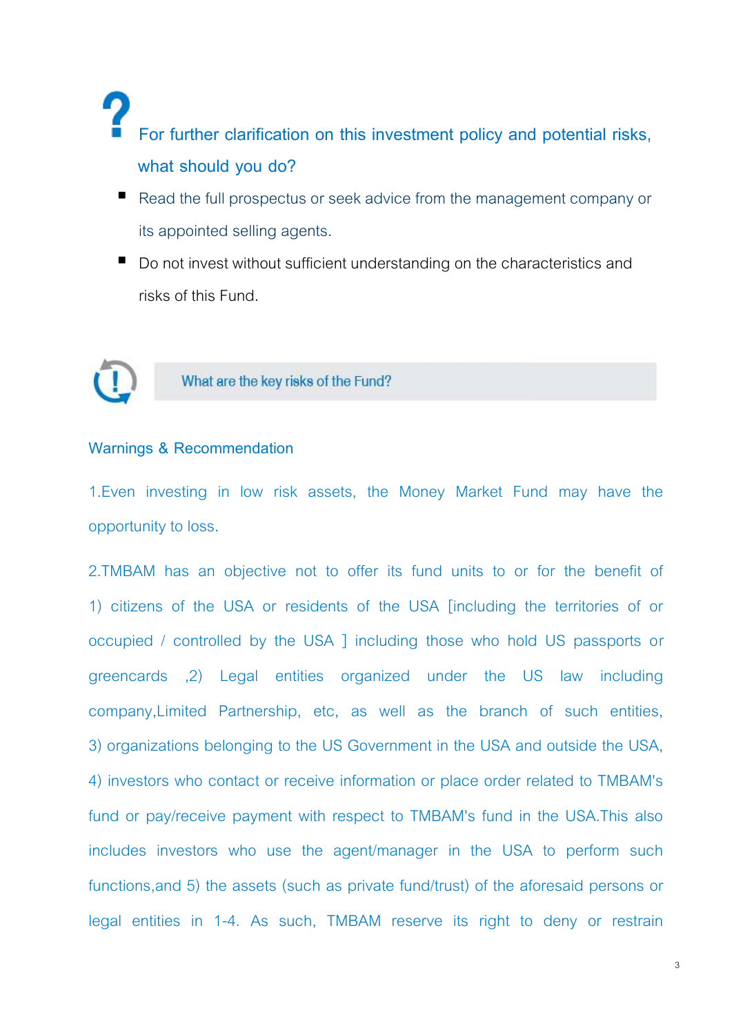## For further clarification on this investment policy and potential risks, what should you do?

- Read the full prospectus or seek advice from the management company or its appointed selling agents.
- Do not invest without sufficient understanding on the characteristics and risks of this Fund.

## What are the key risks of the Fund?

### Warnings & Recommendation

1.Even investing in low risk assets, the Money Market Fund may have the opportunity to loss.

2.TMBAM has an objective not to offer its fund units to or for the benefit of 1) citizens of the USA or residents of the USA [including the territories of or occupied / controlled by the USA ] including those who hold US passports or greencards ,2) Legal entities organized under the US law including company,Limited Partnership, etc, as well as the branch of such entities, 3) organizations belonging to the US Government in the USA and outside the USA, 4) investors who contact or receive information or place order related to TMBAM's fund or pay/receive payment with respect to TMBAM's fund in the USA.This also includes investors who use the agent/manager in the USA to perform such functions,and 5) the assets (such as private fund/trust) of the aforesaid persons or legal entities in 1-4. As such, TMBAM reserve its right to deny or restrain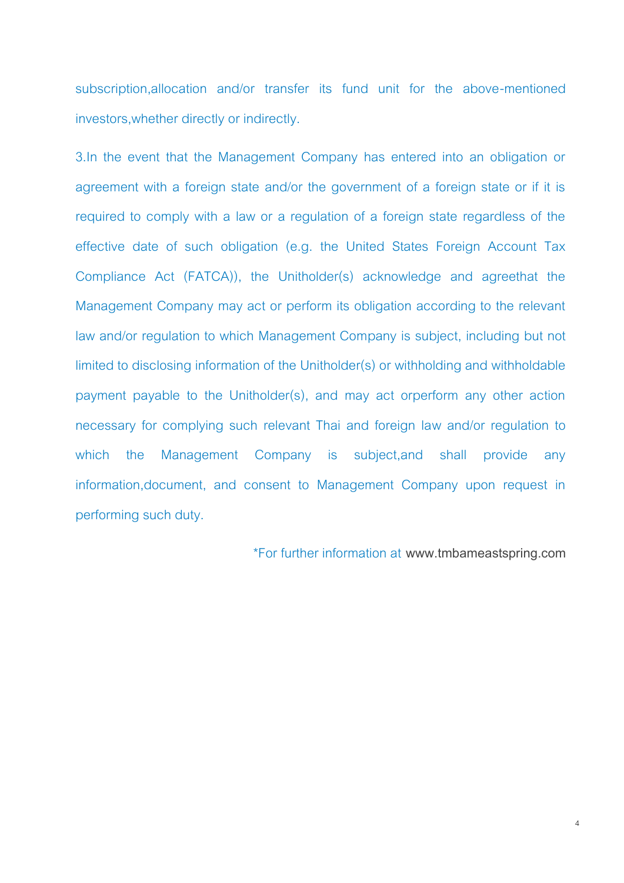subscription,allocation and/or transfer its fund unit for the above-mentioned investors,whether directly or indirectly.

3.In the event that the Management Company has entered into an obligation or agreement with a foreign state and/or the government of a foreign state or if it is required to comply with a law or a regulation of a foreign state regardless of the effective date of such obligation (e.g. the United States Foreign Account Tax Compliance Act (FATCA)), the Unitholder(s) acknowledge and agreethat the Management Company may act or perform its obligation according to the relevant law and/or regulation to which Management Company is subject, including but not limited to disclosing information of the Unitholder(s) or withholding and withholdable payment payable to the Unitholder(s), and may act orperform any other action necessary for complying such relevant Thai and foreign law and/or regulation to which the Management Company is subject,and shall provide any information,document, and consent to Management Company upon request in performing such duty.

*For further information at www.tmbameastspring.com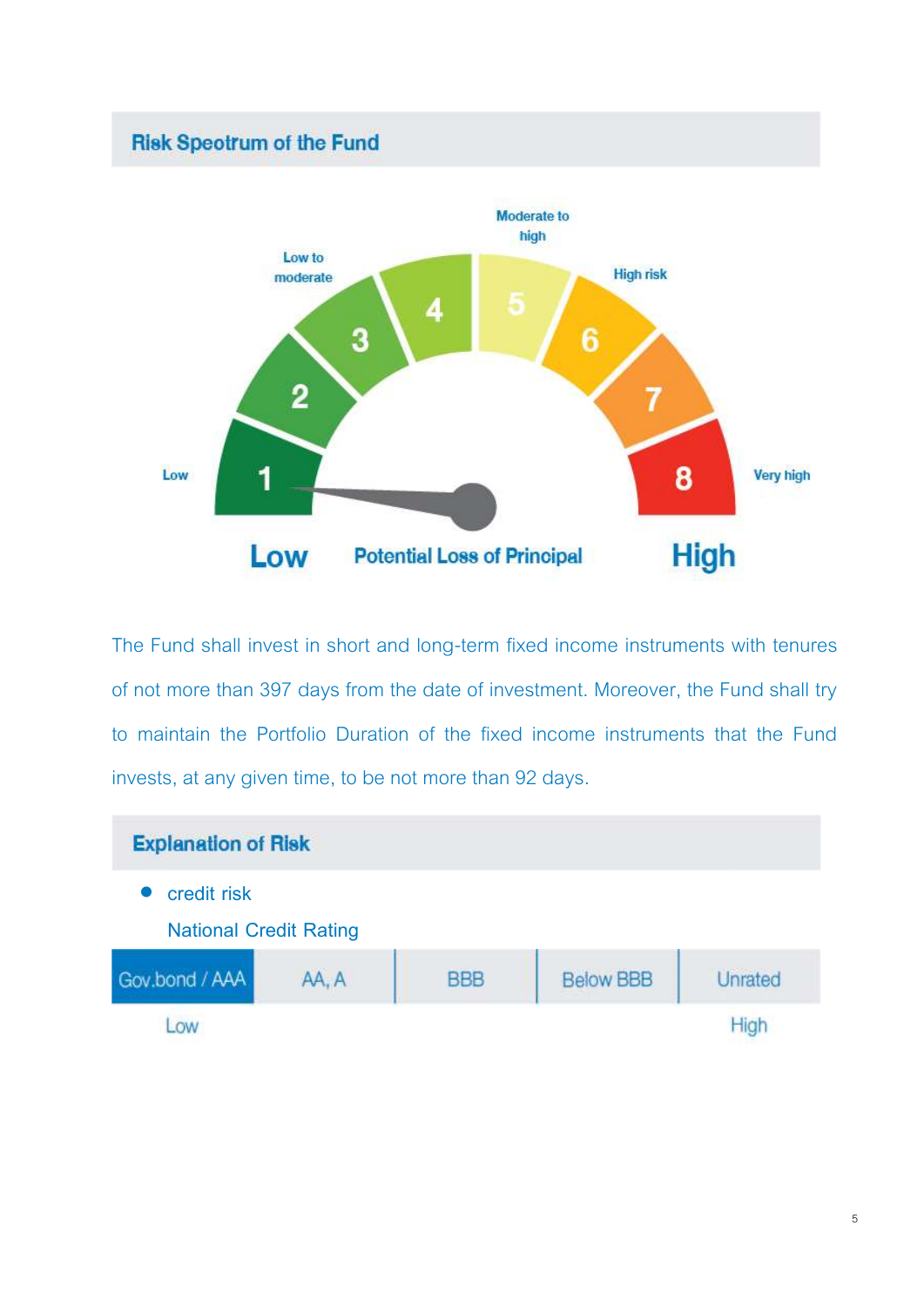## Risk Spectrum of the Fund

Moderate to high

Low to moderate

High risk

Low

1 2 3 4 5 6 7 8

Very high

**Low** Potential Loss of Principal **High**

The Fund shall invest in short and long-term fixed income instruments with tenures of not more than 397 days from the date of investment. Moreover, the Fund shall try to maintain the Portfolio Duration of the fixed income instruments that the Fund invests, at any given time, to be not more than 92 days.

## Explanation of Risk

- credit risk

  National Credit Rating

| Gov.bond / AAA | AA, A | BBB | Below BBB | Unrated |
|---|---|---|---|---|
| Low | | | | High |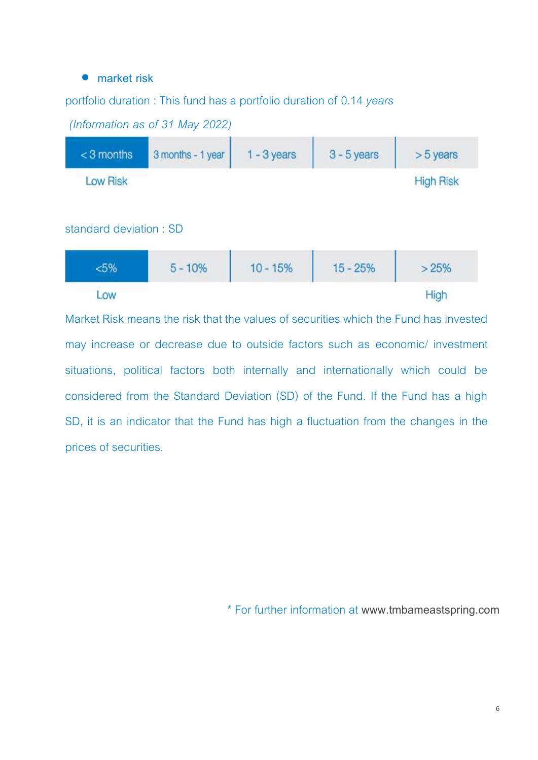- market risk

portfolio duration : This fund has a portfolio duration of 0.14 *years*

*(Information as of 31 May 2022)*

| < 3 months | 3 months - 1 year | 1 - 3 years | 3 - 5 years | > 5 years |
|---|---|---|---|---|
| Low Risk | | | | High Risk |

standard deviation : SD

| <5% | 5 - 10% | 10 - 15% | 15 - 25% | > 25% |
|---|---|---|---|---|
| Low | | | | High |

Market Risk means the risk that the values of securities which the Fund has invested may increase or decrease due to outside factors such as economic/ investment situations, political factors both internally and internationally which could be considered from the Standard Deviation (SD) of the Fund. If the Fund has a high SD, it is an indicator that the Fund has high a fluctuation from the changes in the prices of securities.

\* For further information at www.tmbameastspring.com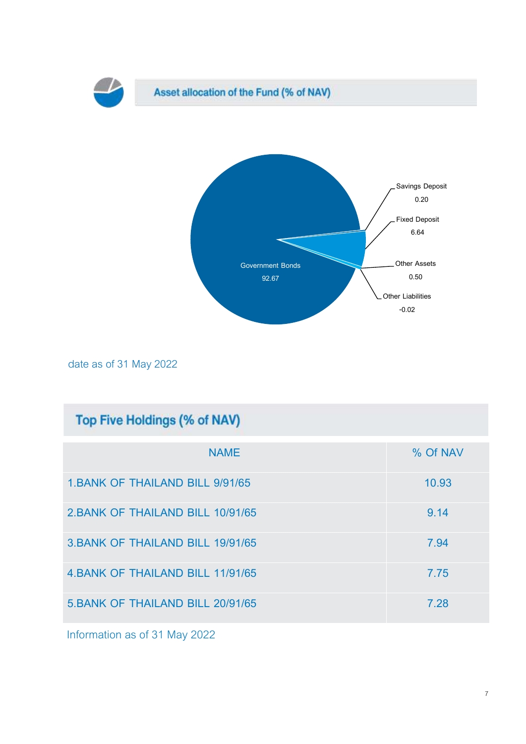## Asset allocation of the Fund (% of NAV)

Savings Deposit 0.20

Fixed Deposit 6.64

Other Assets 0.50

Other Liabilities -0.02

Government Bonds 92.67

date as of 31 May 2022

## Top Five Holdings (% of NAV)

| NAME | % Of NAV |
| --- | --- |
| 1.BANK OF THAILAND BILL 9/91/65 | 10.93 |
| 2.BANK OF THAILAND BILL 10/91/65 | 9.14 |
| 3.BANK OF THAILAND BILL 19/91/65 | 7.94 |
| 4.BANK OF THAILAND BILL 11/91/65 | 7.75 |
| 5.BANK OF THAILAND BILL 20/91/65 | 7.28 |

Information as of 31 May 2022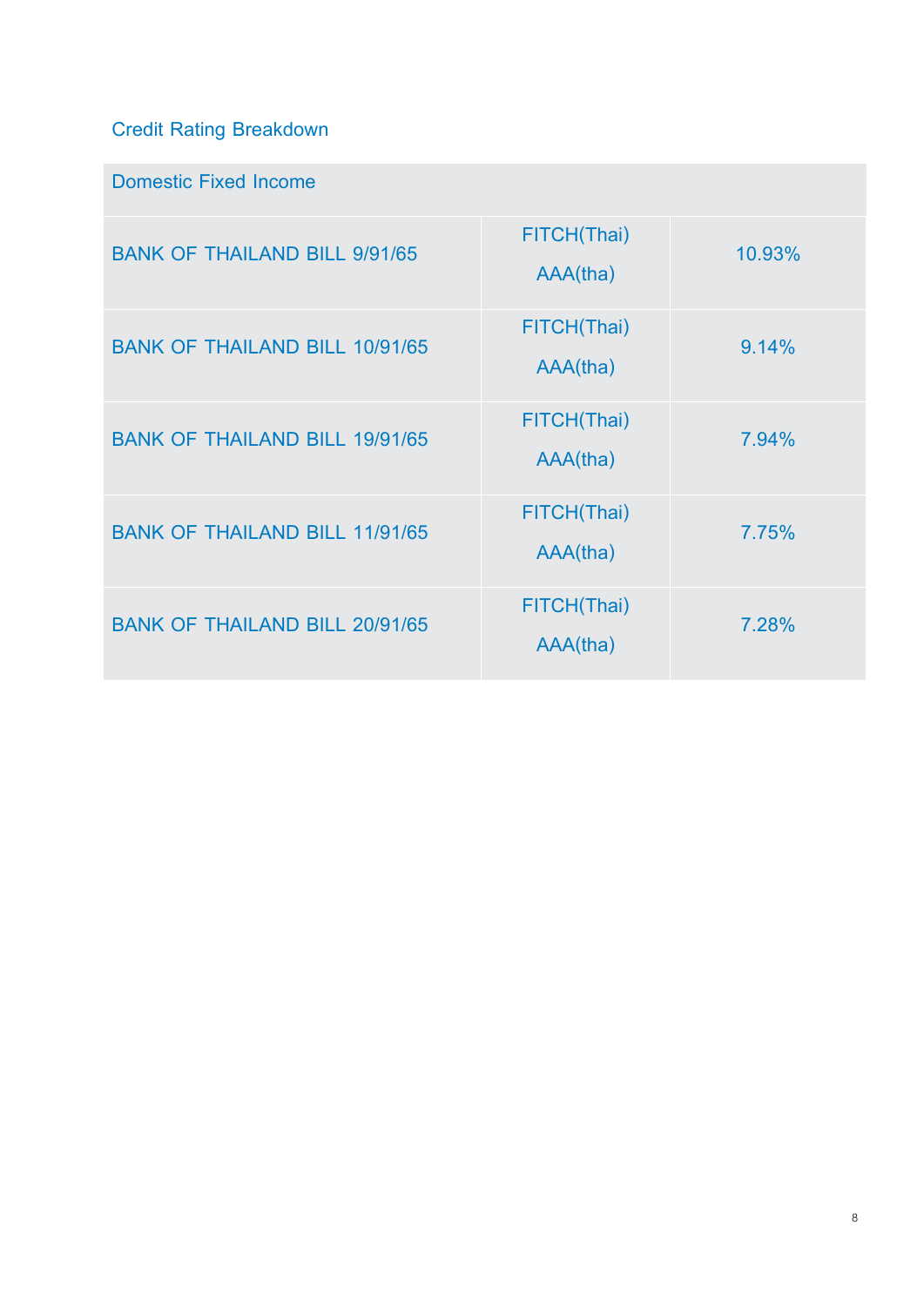## Credit Rating Breakdown

| Domestic Fixed Income | | |
|---|---|---|
| BANK OF THAILAND BILL 9/91/65 | FITCH(Thai) AAA(tha) | 10.93% |
| BANK OF THAILAND BILL 10/91/65 | FITCH(Thai) AAA(tha) | 9.14% |
| BANK OF THAILAND BILL 19/91/65 | FITCH(Thai) AAA(tha) | 7.94% |
| BANK OF THAILAND BILL 11/91/65 | FITCH(Thai) AAA(tha) | 7.75% |
| BANK OF THAILAND BILL 20/91/65 | FITCH(Thai) AAA(tha) | 7.28% |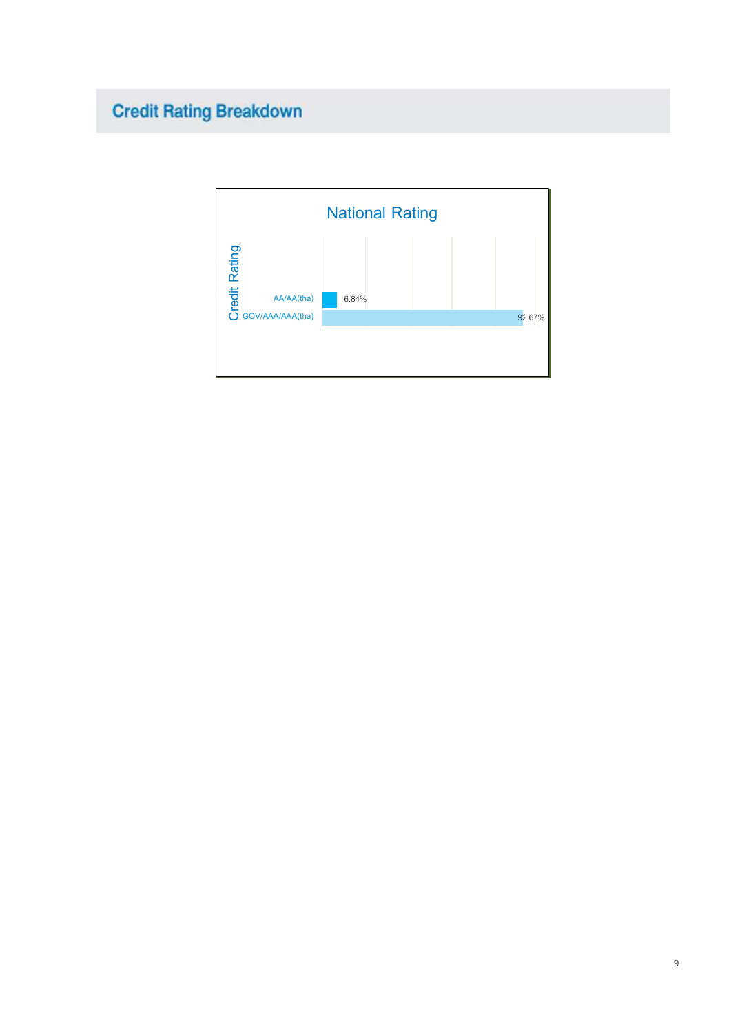## Credit Rating Breakdown

**National Rating**

| Credit Rating | % |
|---|---|
| AA/AA(tha) | 6.84% |
| GOV/AAA/AAA(tha) | 92.67% |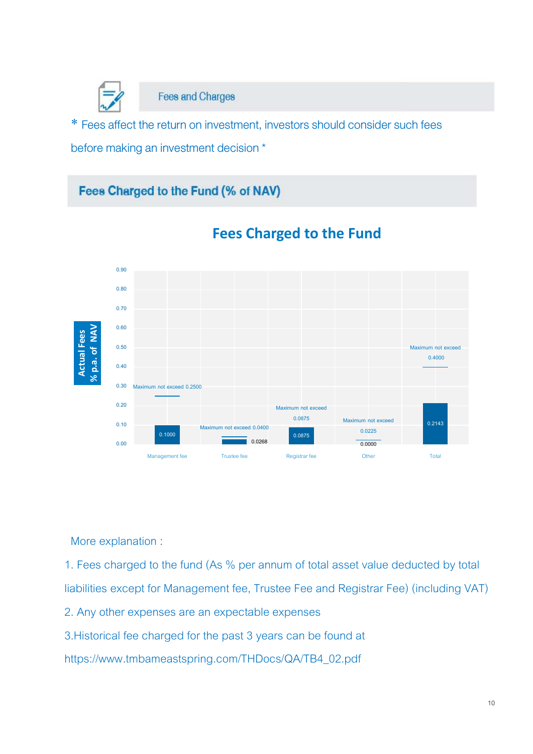## Fees and Charges

\* Fees affect the return on investment, investors should consider such fees before making an investment decision \*

### Fees Charged to the Fund (% of NAV)

**Fees Charged to the Fund**

Actual Fees % p.a. of NAV

| Fee | Maximum | Actual |
|---|---|---|
| Management fee | Maximum not exceed 0.2500 | 0.1000 |
| Trustee fee | Maximum not exceed 0.0400 | 0.0268 |
| Registrar fee | Maximum not exceed 0.0875 | 0.0875 |
| Other | Maximum not exceed 0.0225 | 0.0000 |
| Total | Maximum not exceed 0.4000 | 0.2143 |

More explanation :

1. Fees charged to the fund (As % per annum of total asset value deducted by total liabilities except for Management fee, Trustee Fee and Registrar Fee) (including VAT)
2. Any other expenses are an expectable expenses
3. Historical fee charged for the past 3 years can be found at https://www.tmbameastspring.com/THDocs/QA/TB4_02.pdf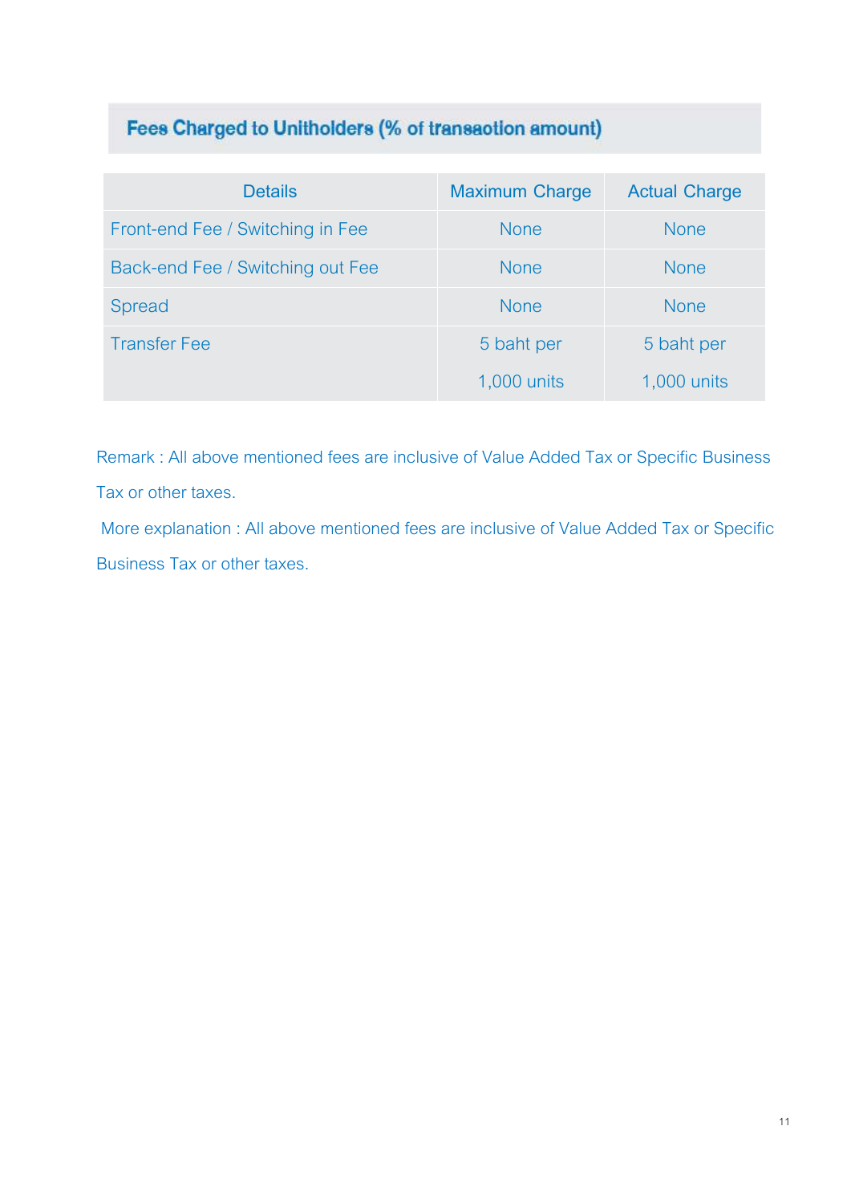## Fees Charged to Unitholders (% of transaction amount)

| Details | Maximum Charge | Actual Charge |
|---|---|---|
| Front-end Fee / Switching in Fee | None | None |
| Back-end Fee / Switching out Fee | None | None |
| Spread | None | None |
| Transfer Fee | 5 baht per 1,000 units | 5 baht per 1,000 units |

Remark : All above mentioned fees are inclusive of Value Added Tax or Specific Business Tax or other taxes.

More explanation : All above mentioned fees are inclusive of Value Added Tax or Specific Business Tax or other taxes.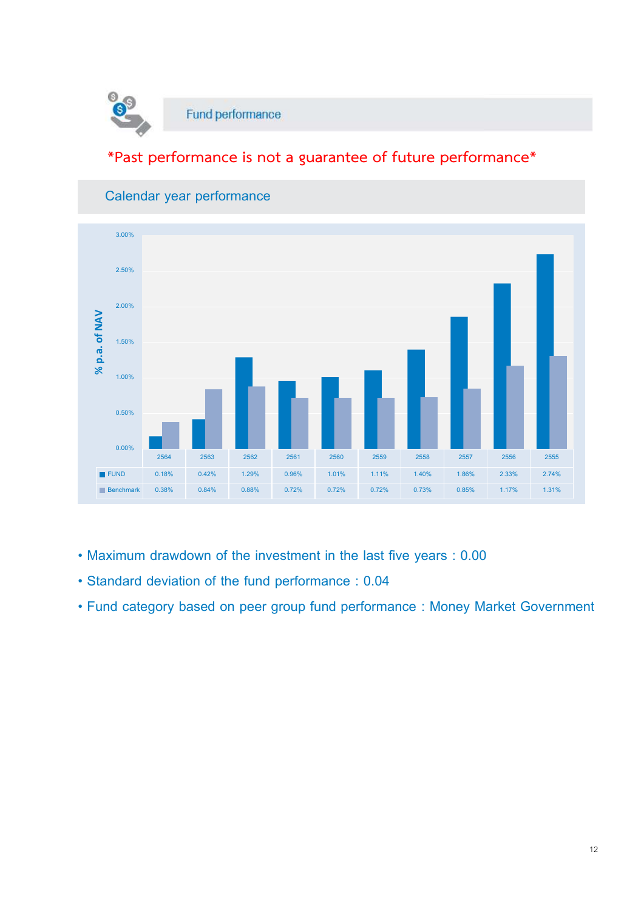## Fund performance

*Past performance is not a guarantee of future performance*

### Calendar year performance

% p.a. of NAV

| | 2564 | 2563 | 2562 | 2561 | 2560 | 2559 | 2558 | 2557 | 2556 | 2555 |
|---|---|---|---|---|---|---|---|---|---|---|
| FUND | 0.18% | 0.42% | 1.29% | 0.96% | 1.01% | 1.11% | 1.40% | 1.86% | 2.33% | 2.74% |
| Benchmark | 0.38% | 0.84% | 0.88% | 0.72% | 0.72% | 0.72% | 0.73% | 0.85% | 1.17% | 1.31% |

- Maximum drawdown of the investment in the last five years : 0.00
- Standard deviation of the fund performance : 0.04
- Fund category based on peer group fund performance : Money Market Government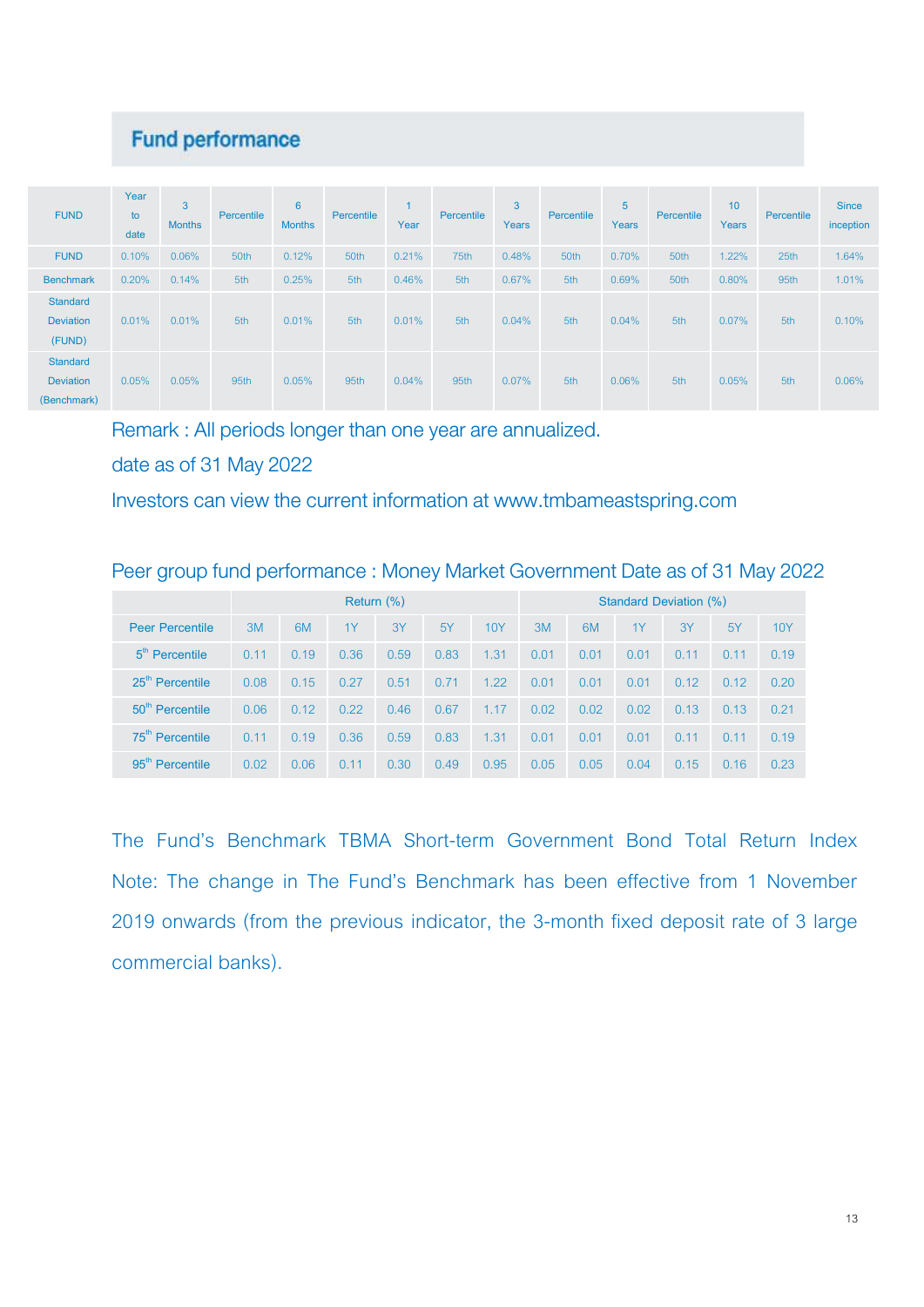## Fund performance

| FUND | Year to date | 3 Months | Percentile | 6 Months | Percentile | 1 Year | Percentile | 3 Years | Percentile | 5 Years | Percentile | 10 Years | Percentile | Since inception |
|---|---|---|---|---|---|---|---|---|---|---|---|---|---|---|
| FUND | 0.10% | 0.06% | 50th | 0.12% | 50th | 0.21% | 75th | 0.48% | 50th | 0.70% | 50th | 1.22% | 25th | 1.64% |
| Benchmark | 0.20% | 0.14% | 5th | 0.25% | 5th | 0.46% | 5th | 0.67% | 5th | 0.69% | 50th | 0.80% | 95th | 1.01% |
| Standard Deviation (FUND) | 0.01% | 0.01% | 5th | 0.01% | 5th | 0.01% | 5th | 0.04% | 5th | 0.04% | 5th | 0.07% | 5th | 0.10% |
| Standard Deviation (Benchmark) | 0.05% | 0.05% | 95th | 0.05% | 95th | 0.04% | 95th | 0.07% | 5th | 0.06% | 5th | 0.05% | 5th | 0.06% |

Remark : All periods longer than one year are annualized.

date as of 31 May 2022

Investors can view the current information at www.tmbameastspring.com

Peer group fund performance : Money Market Government Date as of 31 May 2022

| | Return (%) | | | | | | Standard Deviation (%) | | | | | |
|---|---|---|---|---|---|---|---|---|---|---|---|---|
| Peer Percentile | 3M | 6M | 1Y | 3Y | 5Y | 10Y | 3M | 6M | 1Y | 3Y | 5Y | 10Y |
| 5th Percentile | 0.11 | 0.19 | 0.36 | 0.59 | 0.83 | 1.31 | 0.01 | 0.01 | 0.01 | 0.11 | 0.11 | 0.19 |
| 25th Percentile | 0.08 | 0.15 | 0.27 | 0.51 | 0.71 | 1.22 | 0.01 | 0.01 | 0.01 | 0.12 | 0.12 | 0.20 |
| 50th Percentile | 0.06 | 0.12 | 0.22 | 0.46 | 0.67 | 1.17 | 0.02 | 0.02 | 0.02 | 0.13 | 0.13 | 0.21 |
| 75th Percentile | 0.11 | 0.19 | 0.36 | 0.59 | 0.83 | 1.31 | 0.01 | 0.01 | 0.01 | 0.11 | 0.11 | 0.19 |
| 95th Percentile | 0.02 | 0.06 | 0.11 | 0.30 | 0.49 | 0.95 | 0.05 | 0.05 | 0.04 | 0.15 | 0.16 | 0.23 |

The Fund's Benchmark TBMA Short-term Government Bond Total Return Index Note: The change in The Fund's Benchmark has been effective from 1 November 2019 onwards (from the previous indicator, the 3-month fixed deposit rate of 3 large commercial banks).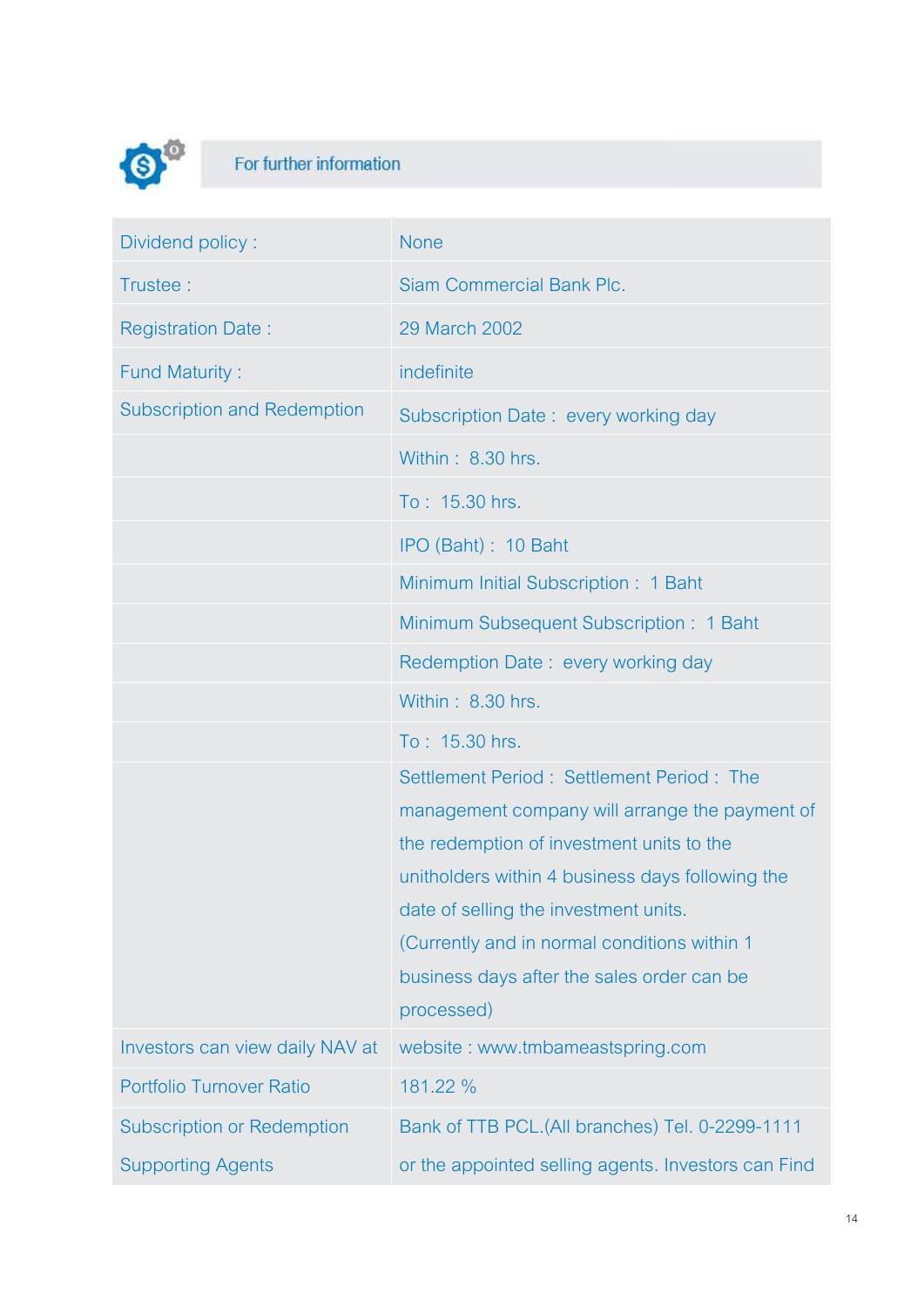## For further information

| | |
|---|---|
| Dividend policy : | None |
| Trustee : | Siam Commercial Bank Plc. |
| Registration Date : | 29 March 2002 |
| Fund Maturity : | indefinite |
| Subscription and Redemption | Subscription Date : every working day |
| | Within : 8.30 hrs. |
| | To : 15.30 hrs. |
| | IPO (Baht) : 10 Baht |
| | Minimum Initial Subscription : 1 Baht |
| | Minimum Subsequent Subscription : 1 Baht |
| | Redemption Date : every working day |
| | Within : 8.30 hrs. |
| | To : 15.30 hrs. |
| | Settlement Period : Settlement Period : The management company will arrange the payment of the redemption of investment units to the unitholders within 4 business days following the date of selling the investment units. (Currently and in normal conditions within 1 business days after the sales order can be processed) |
| Investors can view daily NAV at | website : www.tmbameastspring.com |
| Portfolio Turnover Ratio | 181.22 % |
| Subscription or Redemption Supporting Agents | Bank of TTB PCL.(All branches) Tel. 0-2299-1111 or the appointed selling agents. Investors can Find |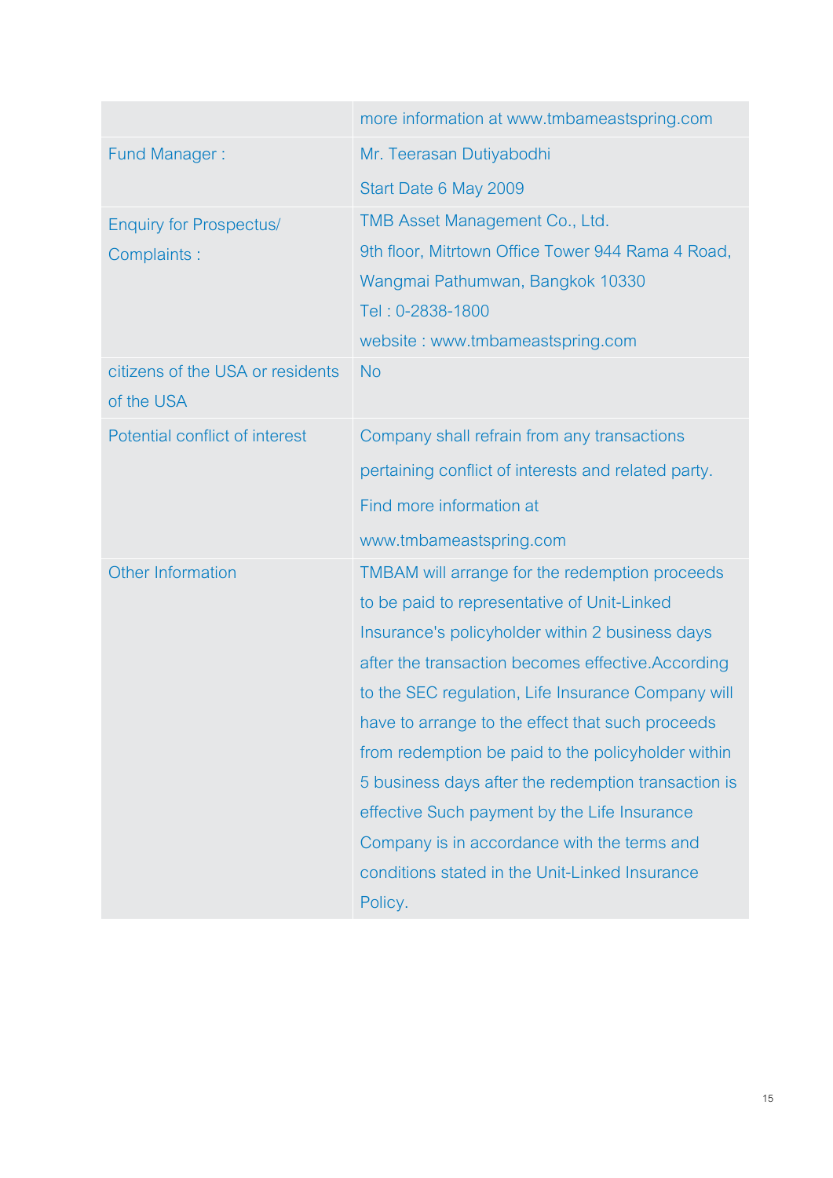| | |
|---|---|
| | more information at www.tmbameastspring.com |
| Fund Manager : | Mr. Teerasan Dutiyabodhi<br>Start Date 6 May 2009 |
| Enquiry for Prospectus/ Complaints : | TMB Asset Management Co., Ltd.<br>9th floor, Mitrtown Office Tower 944 Rama 4 Road, Wangmai Pathumwan, Bangkok 10330<br>Tel : 0-2838-1800<br>website : www.tmbameastspring.com |
| citizens of the USA or residents of the USA | No |
| Potential conflict of interest | Company shall refrain from any transactions pertaining conflict of interests and related party. Find more information at www.tmbameastspring.com |
| Other Information | TMBAM will arrange for the redemption proceeds to be paid to representative of Unit-Linked Insurance's policyholder within 2 business days after the transaction becomes effective.According to the SEC regulation, Life Insurance Company will have to arrange to the effect that such proceeds from redemption be paid to the policyholder within 5 business days after the redemption transaction is effective Such payment by the Life Insurance Company is in accordance with the terms and conditions stated in the Unit-Linked Insurance Policy. |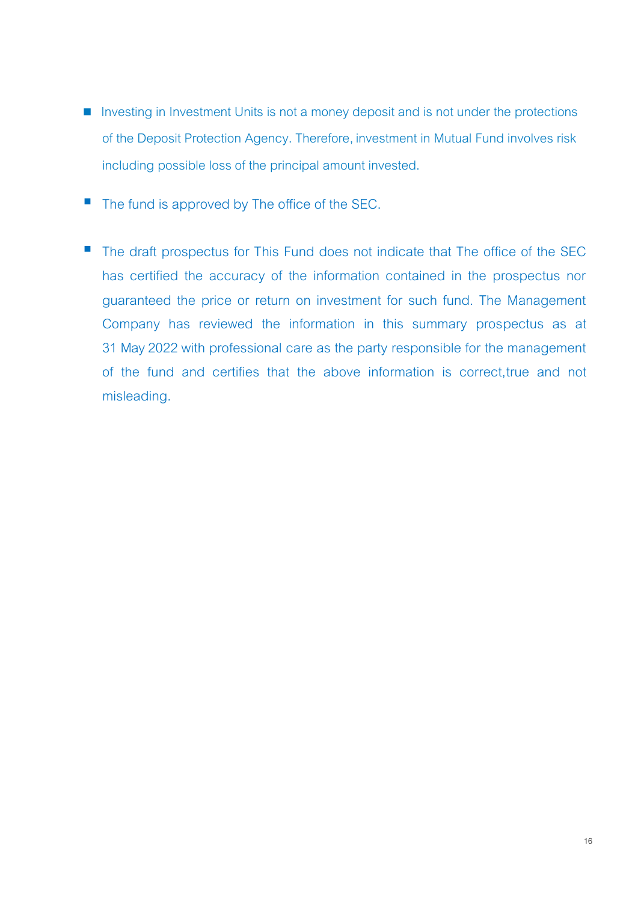- Investing in Investment Units is not a money deposit and is not under the protections of the Deposit Protection Agency. Therefore, investment in Mutual Fund involves risk including possible loss of the principal amount invested.

- The fund is approved by The office of the SEC.

- The draft prospectus for This Fund does not indicate that The office of the SEC has certified the accuracy of the information contained in the prospectus nor guaranteed the price or return on investment for such fund. The Management Company has reviewed the information in this summary prospectus as at 31 May 2022 with professional care as the party responsible for the management of the fund and certifies that the above information is correct,true and not misleading.